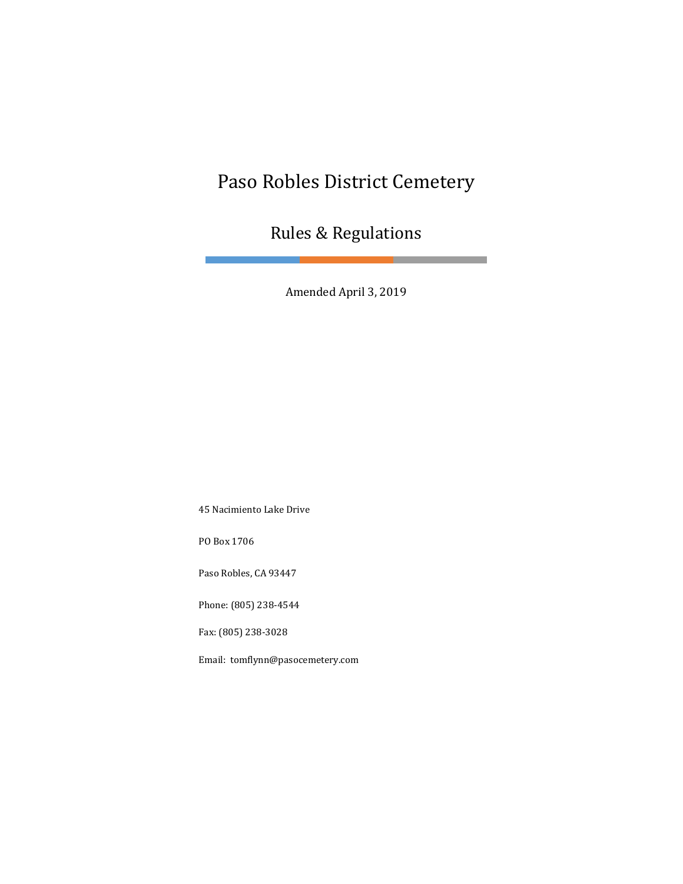# Paso Robles District Cemetery

## Rules & Regulations

Amended April 3, 2019

45 Nacimiento Lake Drive

PO Box 1706

Paso Robles, CA 93447

Phone: (805) 238-4544

Fax: (805) 238-3028

Email: tomflynn@pasocemetery.com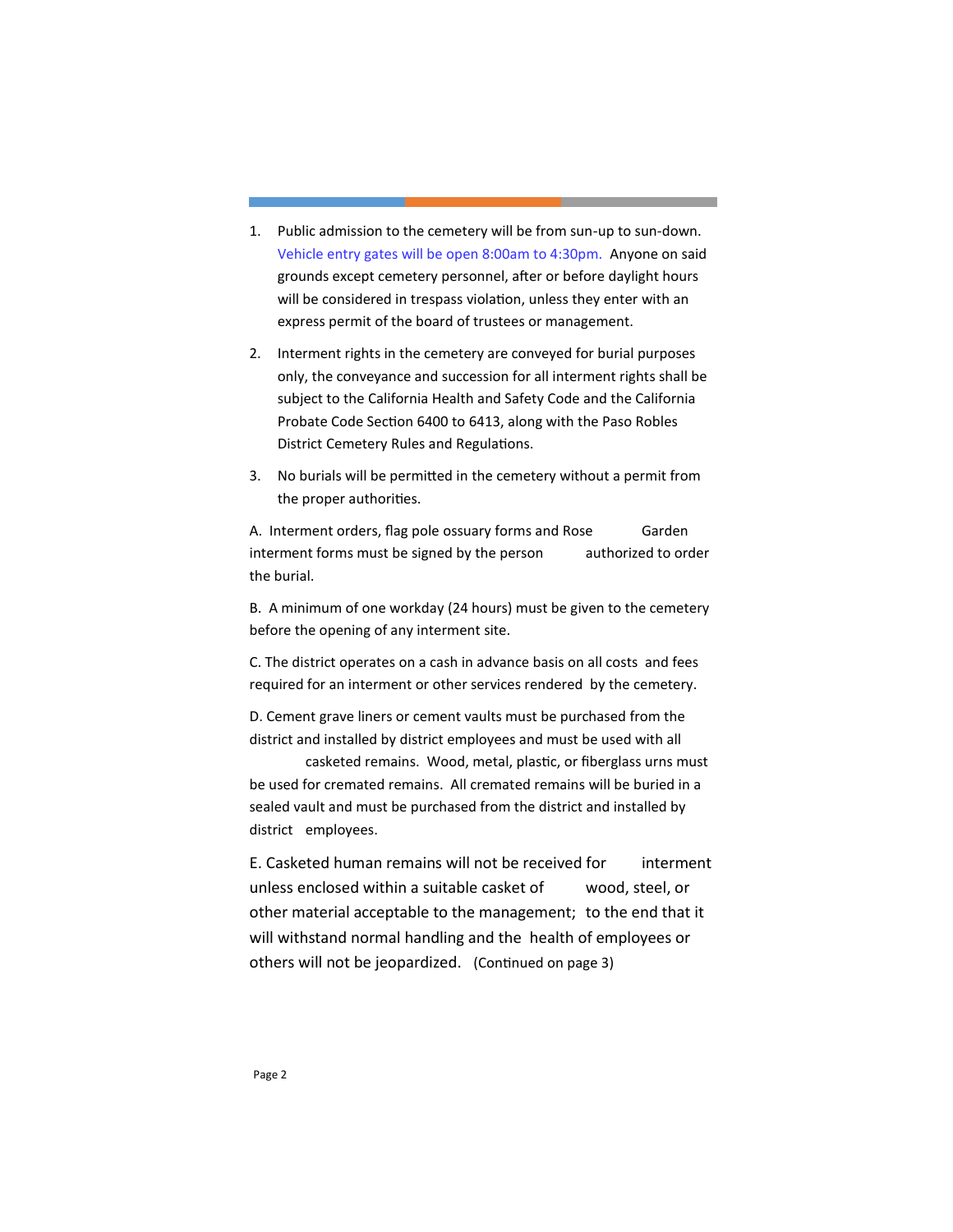1. Public admission to the cemetery will be from sun-up to sun-down. Vehicle entry gates will be open 8:00am to 4:30pm. Anyone on said grounds except cemetery personnel, after or before daylight hours will be considered in trespass violation, unless they enter with an express permit of the board of trustees or management.

2. Interment rights in the cemetery are conveyed for burial purposes only, the conveyance and succession for all interment rights shall be subject to the California Health and Safety Code and the California Probate Code Section 6400 to 6413, along with the Paso Robles District Cemetery Rules and Regulations.

3. No burials will be permitted in the cemetery without a permit from the proper authorities.

A. Interment orders, flag pole ossuary forms and Rose Garden interment forms must be signed by the person authorized to order the burial.

B. A minimum of one workday (24 hours) must be given to the cemetery before the opening of any interment site.

C. The district operates on a cash in advance basis on all costs and fees required for an interment or other services rendered by the cemetery.

D. Cement grave liners or cement vaults must be purchased from the district and installed by district employees and must be used with all casketed remains. Wood, metal, plastic, or fiberglass urns must be used for cremated remains. All cremated remains will be buried in a sealed vault and must be purchased from the district and installed by district employees.

E. Casketed human remains will not be received for interment unless enclosed within a suitable casket of wood, steel, or other material acceptable to the management; to the end that it will withstand normal handling and the health of employees or others will not be jeopardized. (Continued on page 3)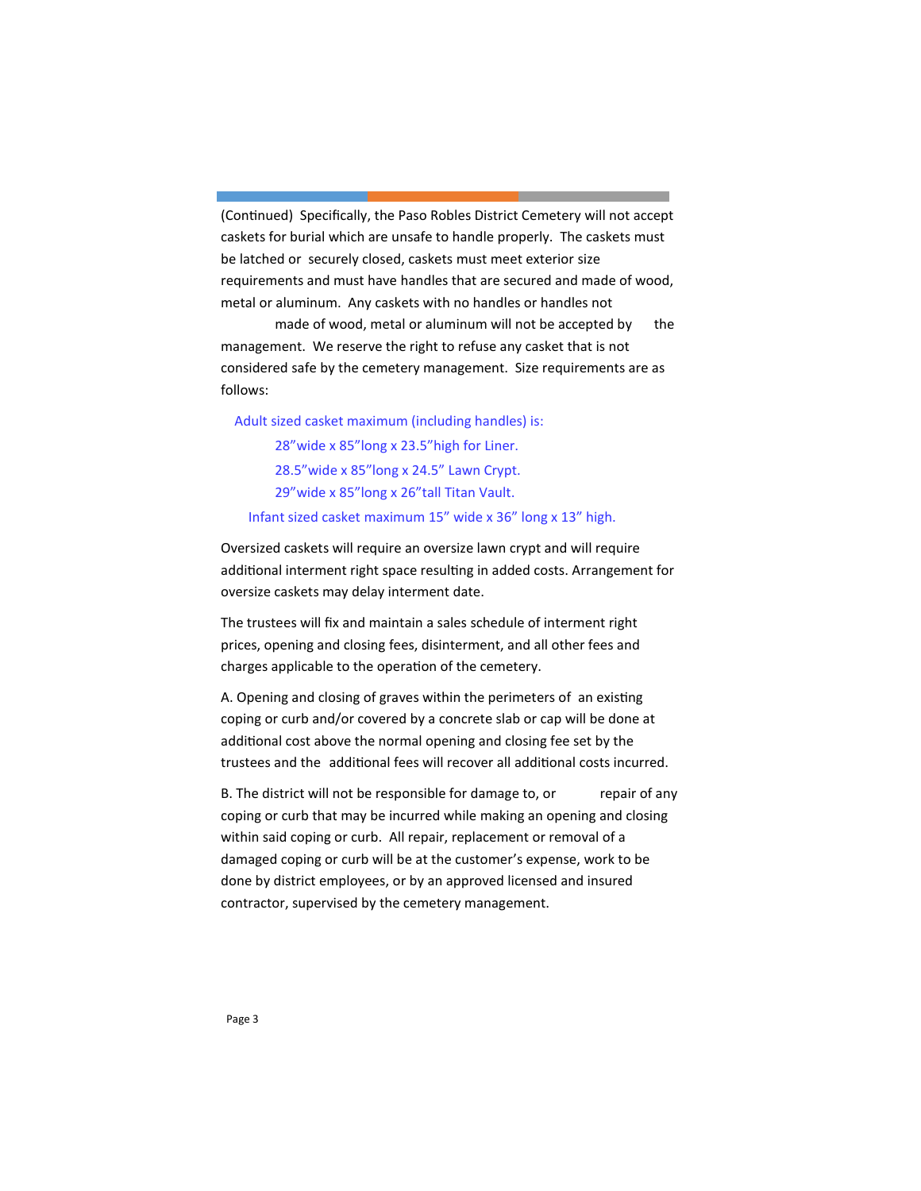(Continued) Specifically, the Paso Robles District Cemetery will not accept caskets for burial which are unsafe to handle properly. The caskets must be latched or securely closed, caskets must meet exterior size requirements and must have handles that are secured and made of wood, metal or aluminum. Any caskets with no handles or handles not made of wood, metal or aluminum will not be accepted by the management. We reserve the right to refuse any casket that is not considered safe by the cemetery management. Size requirements are as follows:

Adult sized casket maximum (including handles) is:

- 28"wide x 85"long x 23.5"high for Liner.
- 28.5"wide x 85"long x 24.5" Lawn Crypt.
- 29"wide x 85"long x 26"tall Titan Vault.

Infant sized casket maximum 15" wide x 36" long x 13" high.

Oversized caskets will require an oversize lawn crypt and will require additional interment right space resulting in added costs. Arrangement for oversize caskets may delay interment date.

The trustees will fix and maintain a sales schedule of interment right prices, opening and closing fees, disinterment, and all other fees and charges applicable to the operation of the cemetery.

A. Opening and closing of graves within the perimeters of an existing coping or curb and/or covered by a concrete slab or cap will be done at additional cost above the normal opening and closing fee set by the trustees and the additional fees will recover all additional costs incurred.

B. The district will not be responsible for damage to, or repair of any coping or curb that may be incurred while making an opening and closing within said coping or curb. All repair, replacement or removal of a damaged coping or curb will be at the customer's expense, work to be done by district employees, or by an approved licensed and insured contractor, supervised by the cemetery management.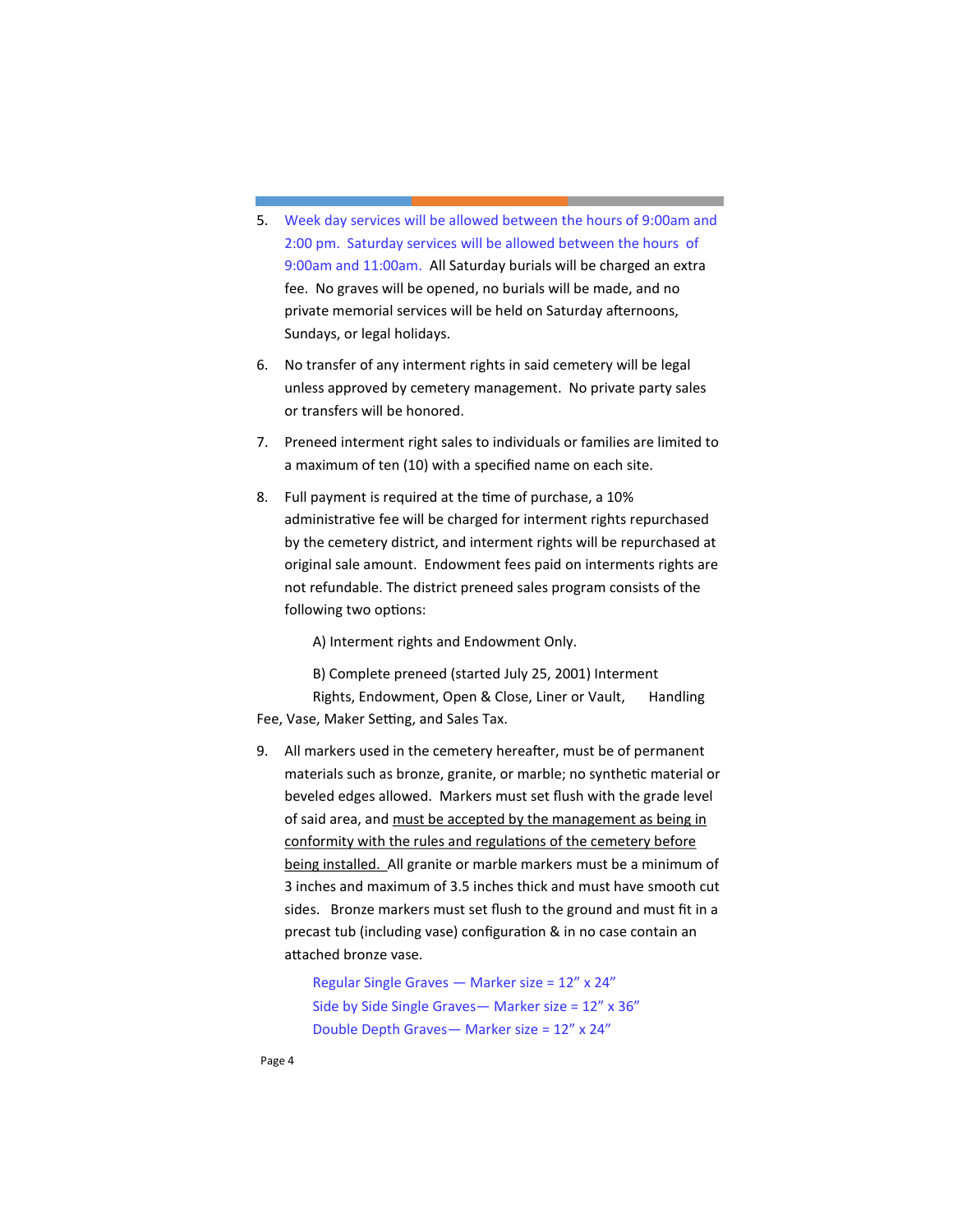5. Week day services will be allowed between the hours of 9:00am and 2:00 pm. Saturday services will be allowed between the hours of 9:00am and 11:00am. All Saturday burials will be charged an extra fee. No graves will be opened, no burials will be made, and no private memorial services will be held on Saturday afternoons, Sundays, or legal holidays.

6. No transfer of any interment rights in said cemetery will be legal unless approved by cemetery management. No private party sales or transfers will be honored.

7. Preneed interment right sales to individuals or families are limited to a maximum of ten (10) with a specified name on each site.

8. Full payment is required at the time of purchase, a 10% administrative fee will be charged for interment rights repurchased by the cemetery district, and interment rights will be repurchased at original sale amount. Endowment fees paid on interments rights are not refundable. The district preneed sales program consists of the following two options:

   A) Interment rights and Endowment Only.

   B) Complete preneed (started July 25, 2001) Interment Rights, Endowment, Open & Close, Liner or Vault, Handling Fee, Vase, Maker Setting, and Sales Tax.

9. All markers used in the cemetery hereafter, must be of permanent materials such as bronze, granite, or marble; no synthetic material or beveled edges allowed. Markers must set flush with the grade level of said area, and <u>must be accepted by the management as being in conformity with the rules and regulations of the cemetery before being installed.</u> All granite or marble markers must be a minimum of 3 inches and maximum of 3.5 inches thick and must have smooth cut sides. Bronze markers must set flush to the ground and must fit in a precast tub (including vase) configuration & in no case contain an attached bronze vase.

   Regular Single Graves — Marker size = 12" x 24"
   Side by Side Single Graves— Marker size = 12" x 36"
   Double Depth Graves— Marker size = 12" x 24"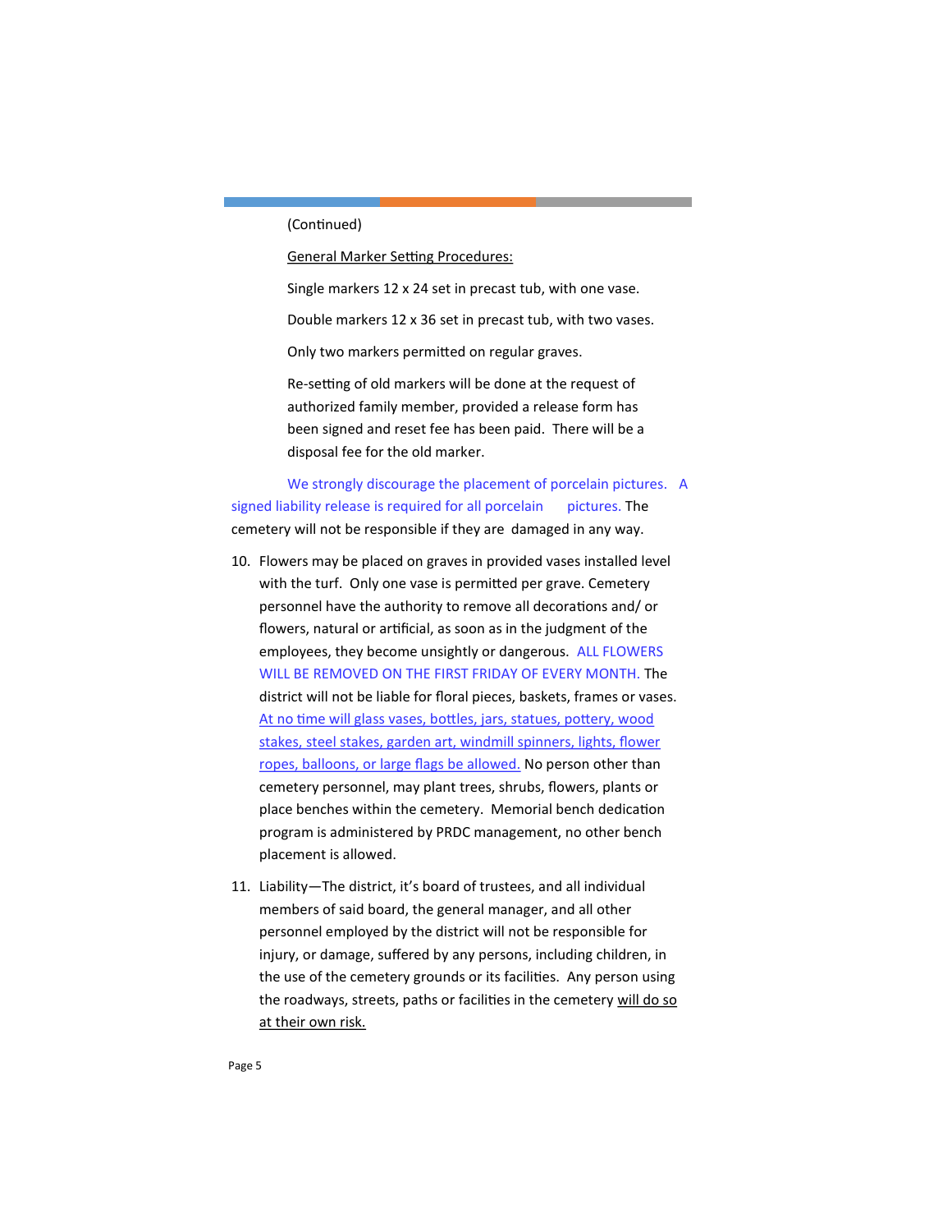(Continued)

General Marker Setting Procedures:

Single markers 12 x 24 set in precast tub, with one vase.

Double markers 12 x 36 set in precast tub, with two vases.

Only two markers permitted on regular graves.

Re-setting of old markers will be done at the request of authorized family member, provided a release form has been signed and reset fee has been paid. There will be a disposal fee for the old marker.

We strongly discourage the placement of porcelain pictures. A signed liability release is required for all porcelain pictures. The cemetery will not be responsible if they are damaged in any way.

10. Flowers may be placed on graves in provided vases installed level with the turf. Only one vase is permitted per grave. Cemetery personnel have the authority to remove all decorations and/ or flowers, natural or artificial, as soon as in the judgment of the employees, they become unsightly or dangerous. ALL FLOWERS WILL BE REMOVED ON THE FIRST FRIDAY OF EVERY MONTH. The district will not be liable for floral pieces, baskets, frames or vases. At no time will glass vases, bottles, jars, statues, pottery, wood stakes, steel stakes, garden art, windmill spinners, lights, flower ropes, balloons, or large flags be allowed. No person other than cemetery personnel, may plant trees, shrubs, flowers, plants or place benches within the cemetery. Memorial bench dedication program is administered by PRDC management, no other bench placement is allowed.

11. Liability—The district, it's board of trustees, and all individual members of said board, the general manager, and all other personnel employed by the district will not be responsible for injury, or damage, suffered by any persons, including children, in the use of the cemetery grounds or its facilities. Any person using the roadways, streets, paths or facilities in the cemetery will do so at their own risk.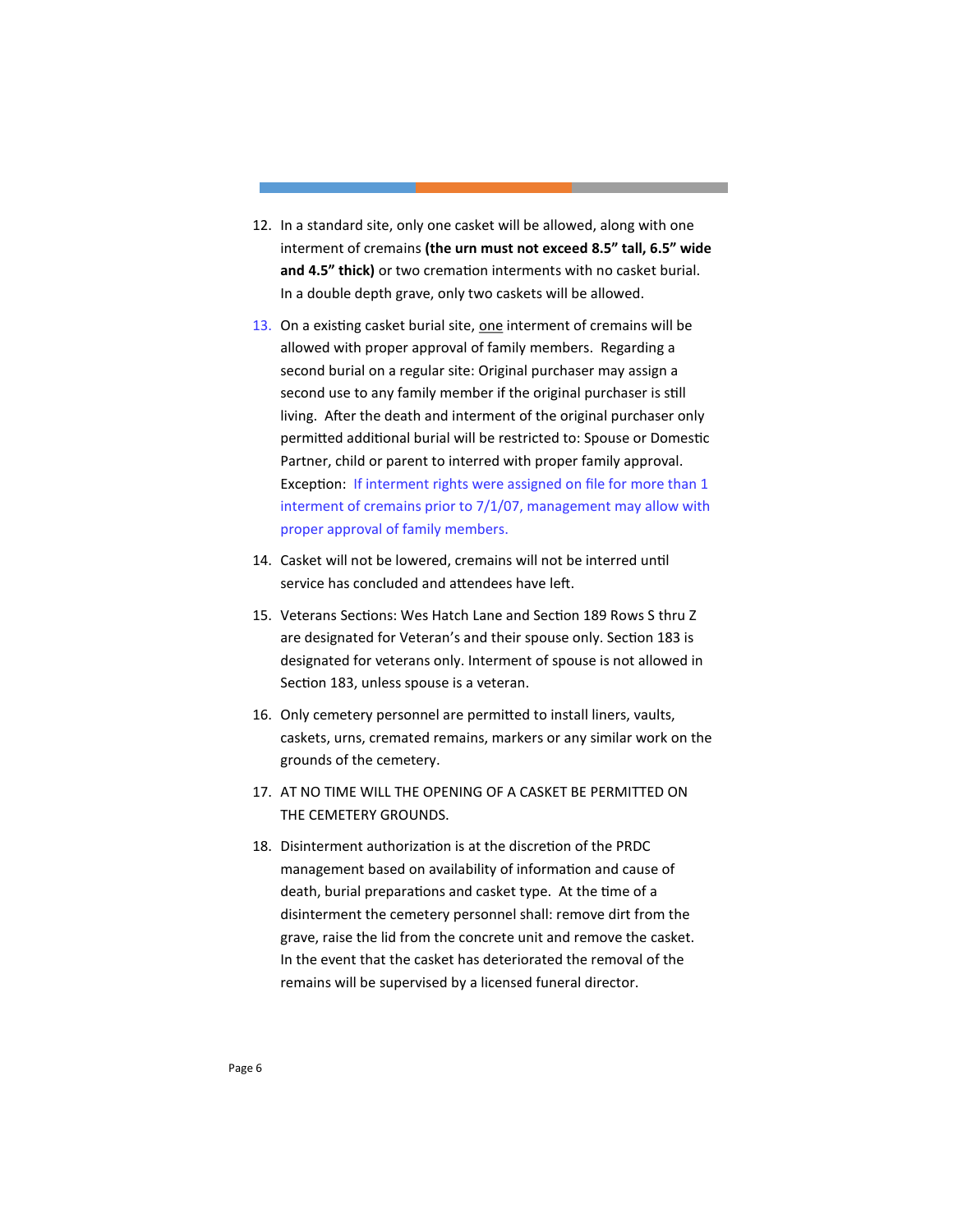12. In a standard site, only one casket will be allowed, along with one interment of cremains **(the urn must not exceed 8.5" tall, 6.5" wide and 4.5" thick)** or two cremation interments with no casket burial. In a double depth grave, only two caskets will be allowed.

13. On a existing casket burial site, <u>one</u> interment of cremains will be allowed with proper approval of family members. Regarding a second burial on a regular site: Original purchaser may assign a second use to any family member if the original purchaser is still living. After the death and interment of the original purchaser only permitted additional burial will be restricted to: Spouse or Domestic Partner, child or parent to interred with proper family approval. Exception: If interment rights were assigned on file for more than 1 interment of cremains prior to 7/1/07, management may allow with proper approval of family members.

14. Casket will not be lowered, cremains will not be interred until service has concluded and attendees have left.

15. Veterans Sections: Wes Hatch Lane and Section 189 Rows S thru Z are designated for Veteran's and their spouse only. Section 183 is designated for veterans only. Interment of spouse is not allowed in Section 183, unless spouse is a veteran.

16. Only cemetery personnel are permitted to install liners, vaults, caskets, urns, cremated remains, markers or any similar work on the grounds of the cemetery.

17. AT NO TIME WILL THE OPENING OF A CASKET BE PERMITTED ON THE CEMETERY GROUNDS.

18. Disinterment authorization is at the discretion of the PRDC management based on availability of information and cause of death, burial preparations and casket type. At the time of a disinterment the cemetery personnel shall: remove dirt from the grave, raise the lid from the concrete unit and remove the casket. In the event that the casket has deteriorated the removal of the remains will be supervised by a licensed funeral director.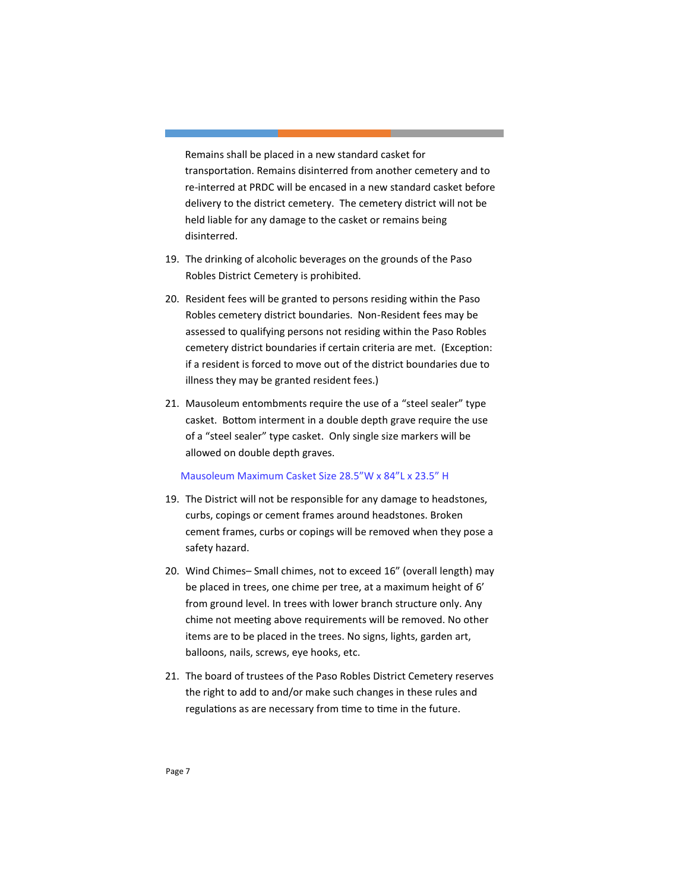Remains shall be placed in a new standard casket for transportation. Remains disinterred from another cemetery and to re-interred at PRDC will be encased in a new standard casket before delivery to the district cemetery. The cemetery district will not be held liable for any damage to the casket or remains being disinterred.

19. The drinking of alcoholic beverages on the grounds of the Paso Robles District Cemetery is prohibited.

20. Resident fees will be granted to persons residing within the Paso Robles cemetery district boundaries. Non-Resident fees may be assessed to qualifying persons not residing within the Paso Robles cemetery district boundaries if certain criteria are met. (Exception: if a resident is forced to move out of the district boundaries due to illness they may be granted resident fees.)

21. Mausoleum entombments require the use of a "steel sealer" type casket. Bottom interment in a double depth grave require the use of a "steel sealer" type casket. Only single size markers will be allowed on double depth graves.

Mausoleum Maximum Casket Size 28.5"W x 84"L x 23.5" H

19. The District will not be responsible for any damage to headstones, curbs, copings or cement frames around headstones. Broken cement frames, curbs or copings will be removed when they pose a safety hazard.

20. Wind Chimes– Small chimes, not to exceed 16" (overall length) may be placed in trees, one chime per tree, at a maximum height of 6' from ground level. In trees with lower branch structure only. Any chime not meeting above requirements will be removed. No other items are to be placed in the trees. No signs, lights, garden art, balloons, nails, screws, eye hooks, etc.

21. The board of trustees of the Paso Robles District Cemetery reserves the right to add to and/or make such changes in these rules and regulations as are necessary from time to time in the future.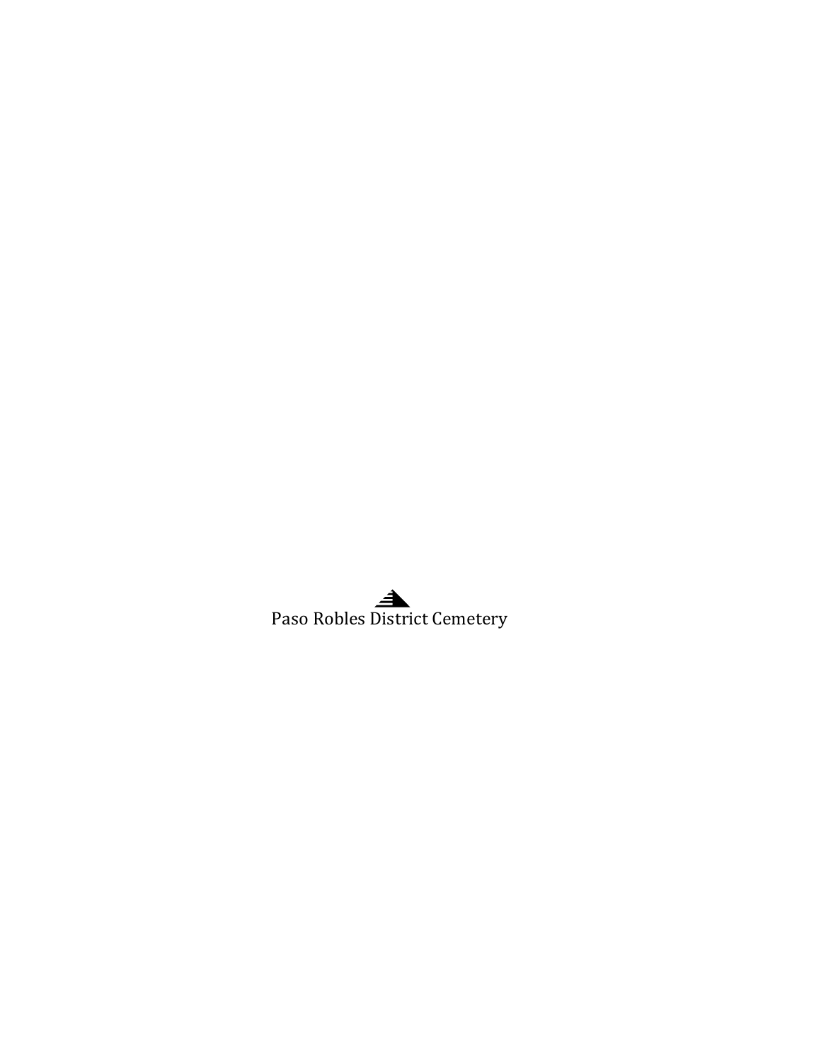Paso Robles District Cemetery